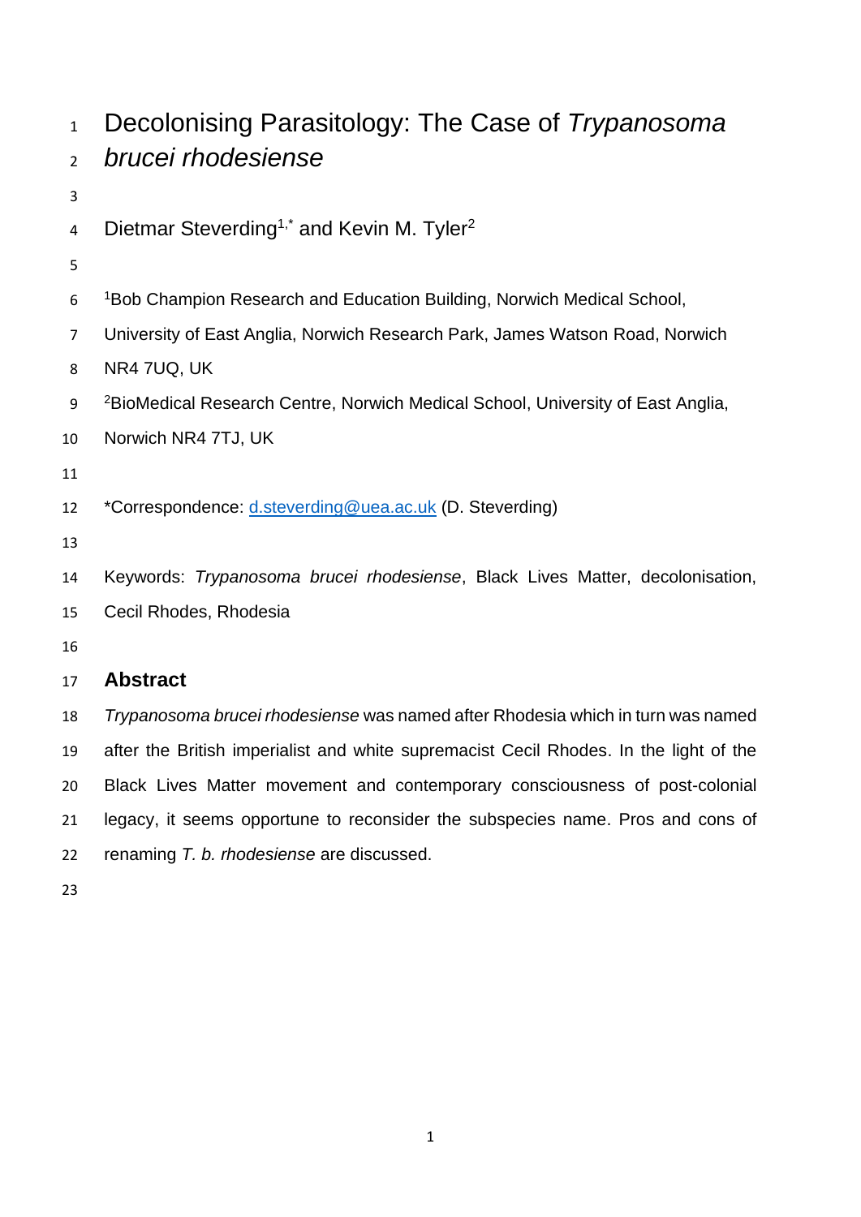# Decolonising Parasitology: The Case of *Trypanosoma brucei rhodesiense*

Dietmar Steverding[1,*] and Kevin M. Tyler[2]

[1]Bob Champion Research and Education Building, Norwich Medical School, University of East Anglia, Norwich Research Park, James Watson Road, Norwich NR4 7UQ, UK

[2]BioMedical Research Centre, Norwich Medical School, University of East Anglia, Norwich NR4 7TJ, UK

*Correspondence: d.steverding@uea.ac.uk (D. Steverding)

Keywords: *Trypanosoma brucei rhodesiense*, Black Lives Matter, decolonisation, Cecil Rhodes, Rhodesia

## Abstract

*Trypanosoma brucei rhodesiense* was named after Rhodesia which in turn was named after the British imperialist and white supremacist Cecil Rhodes. In the light of the Black Lives Matter movement and contemporary consciousness of post-colonial legacy, it seems opportune to reconsider the subspecies name. Pros and cons of renaming *T. b. rhodesiense* are discussed.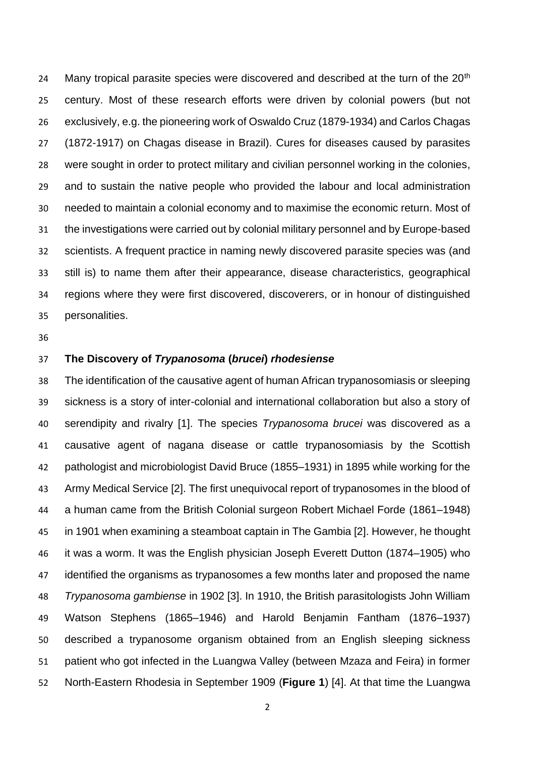Many tropical parasite species were discovered and described at the turn of the 20th century. Most of these research efforts were driven by colonial powers (but not exclusively, e.g. the pioneering work of Oswaldo Cruz (1879-1934) and Carlos Chagas (1872-1917) on Chagas disease in Brazil). Cures for diseases caused by parasites were sought in order to protect military and civilian personnel working in the colonies, and to sustain the native people who provided the labour and local administration needed to maintain a colonial economy and to maximise the economic return. Most of the investigations were carried out by colonial military personnel and by Europe-based scientists. A frequent practice in naming newly discovered parasite species was (and still is) to name them after their appearance, disease characteristics, geographical regions where they were first discovered, discoverers, or in honour of distinguished personalities.

### The Discovery of *Trypanosoma* (*brucei*) *rhodesiense*

The identification of the causative agent of human African trypanosomiasis or sleeping sickness is a story of inter-colonial and international collaboration but also a story of serendipity and rivalry [1]. The species *Trypanosoma brucei* was discovered as a causative agent of nagana disease or cattle trypanosomiasis by the Scottish pathologist and microbiologist David Bruce (1855–1931) in 1895 while working for the Army Medical Service [2]. The first unequivocal report of trypanosomes in the blood of a human came from the British Colonial surgeon Robert Michael Forde (1861–1948) in 1901 when examining a steamboat captain in The Gambia [2]. However, he thought it was a worm. It was the English physician Joseph Everett Dutton (1874–1905) who identified the organisms as trypanosomes a few months later and proposed the name *Trypanosoma gambiense* in 1902 [3]. In 1910, the British parasitologists John William Watson Stephens (1865–1946) and Harold Benjamin Fantham (1876–1937) described a trypanosome organism obtained from an English sleeping sickness patient who got infected in the Luangwa Valley (between Mzaza and Feira) in former North-Eastern Rhodesia in September 1909 (**Figure 1**) [4]. At that time the Luangwa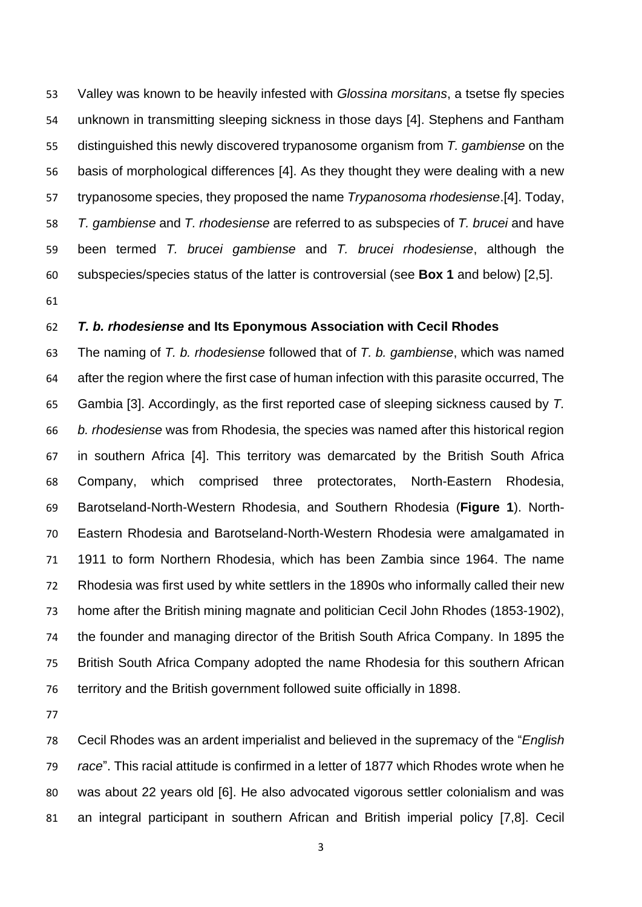Valley was known to be heavily infested with *Glossina morsitans*, a tsetse fly species unknown in transmitting sleeping sickness in those days [4]. Stephens and Fantham distinguished this newly discovered trypanosome organism from *T. gambiense* on the basis of morphological differences [4]. As they thought they were dealing with a new trypanosome species, they proposed the name *Trypanosoma rhodesiense*.[4]. Today, *T. gambiense* and *T. rhodesiense* are referred to as subspecies of *T. brucei* and have been termed *T. brucei gambiense* and *T. brucei rhodesiense*, although the subspecies/species status of the latter is controversial (see **Box 1** and below) [2,5].

### ***T. b. rhodesiense*** **and Its Eponymous Association with Cecil Rhodes**

The naming of *T. b. rhodesiense* followed that of *T. b. gambiense*, which was named after the region where the first case of human infection with this parasite occurred, The Gambia [3]. Accordingly, as the first reported case of sleeping sickness caused by *T. b. rhodesiense* was from Rhodesia, the species was named after this historical region in southern Africa [4]. This territory was demarcated by the British South Africa Company, which comprised three protectorates, North-Eastern Rhodesia, Barotseland-North-Western Rhodesia, and Southern Rhodesia (**Figure 1**). North-Eastern Rhodesia and Barotseland-North-Western Rhodesia were amalgamated in 1911 to form Northern Rhodesia, which has been Zambia since 1964. The name Rhodesia was first used by white settlers in the 1890s who informally called their new home after the British mining magnate and politician Cecil John Rhodes (1853-1902), the founder and managing director of the British South Africa Company. In 1895 the British South Africa Company adopted the name Rhodesia for this southern African territory and the British government followed suite officially in 1898.

Cecil Rhodes was an ardent imperialist and believed in the supremacy of the "*English race*". This racial attitude is confirmed in a letter of 1877 which Rhodes wrote when he was about 22 years old [6]. He also advocated vigorous settler colonialism and was an integral participant in southern African and British imperial policy [7,8]. Cecil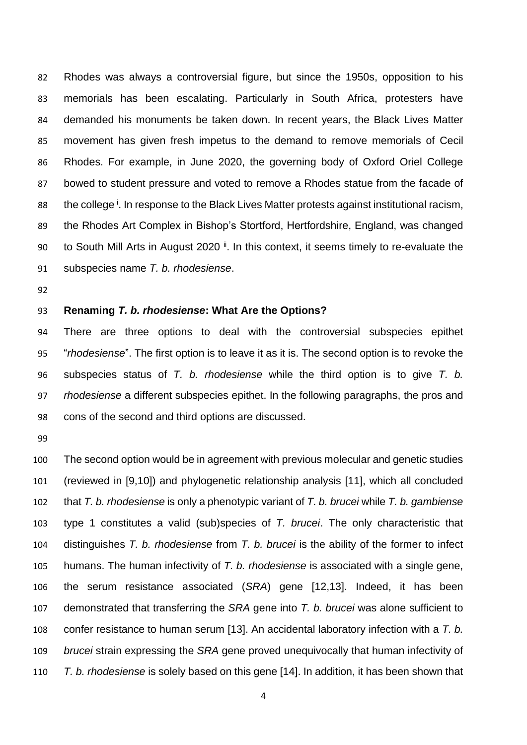Rhodes was always a controversial figure, but since the 1950s, opposition to his memorials has been escalating. Particularly in South Africa, protesters have demanded his monuments be taken down. In recent years, the Black Lives Matter movement has given fresh impetus to the demand to remove memorials of Cecil Rhodes. For example, in June 2020, the governing body of Oxford Oriel College bowed to student pressure and voted to remove a Rhodes statue from the facade of the college [i]. In response to the Black Lives Matter protests against institutional racism, the Rhodes Art Complex in Bishop's Stortford, Hertfordshire, England, was changed to South Mill Arts in August 2020 [ii]. In this context, it seems timely to re-evaluate the subspecies name *T. b. rhodesiense*.

## Renaming *T. b. rhodesiense*: What Are the Options?

There are three options to deal with the controversial subspecies epithet "*rhodesiense*". The first option is to leave it as it is. The second option is to revoke the subspecies status of *T. b. rhodesiense* while the third option is to give *T. b. rhodesiense* a different subspecies epithet. In the following paragraphs, the pros and cons of the second and third options are discussed.

The second option would be in agreement with previous molecular and genetic studies (reviewed in [9,10]) and phylogenetic relationship analysis [11], which all concluded that *T. b. rhodesiense* is only a phenotypic variant of *T. b. brucei* while *T. b. gambiense* type 1 constitutes a valid (sub)species of *T. brucei*. The only characteristic that distinguishes *T. b. rhodesiense* from *T. b. brucei* is the ability of the former to infect humans. The human infectivity of *T. b. rhodesiense* is associated with a single gene, the serum resistance associated (*SRA*) gene [12,13]. Indeed, it has been demonstrated that transferring the *SRA* gene into *T. b. brucei* was alone sufficient to confer resistance to human serum [13]. An accidental laboratory infection with a *T. b. brucei* strain expressing the *SRA* gene proved unequivocally that human infectivity of *T. b. rhodesiense* is solely based on this gene [14]. In addition, it has been shown that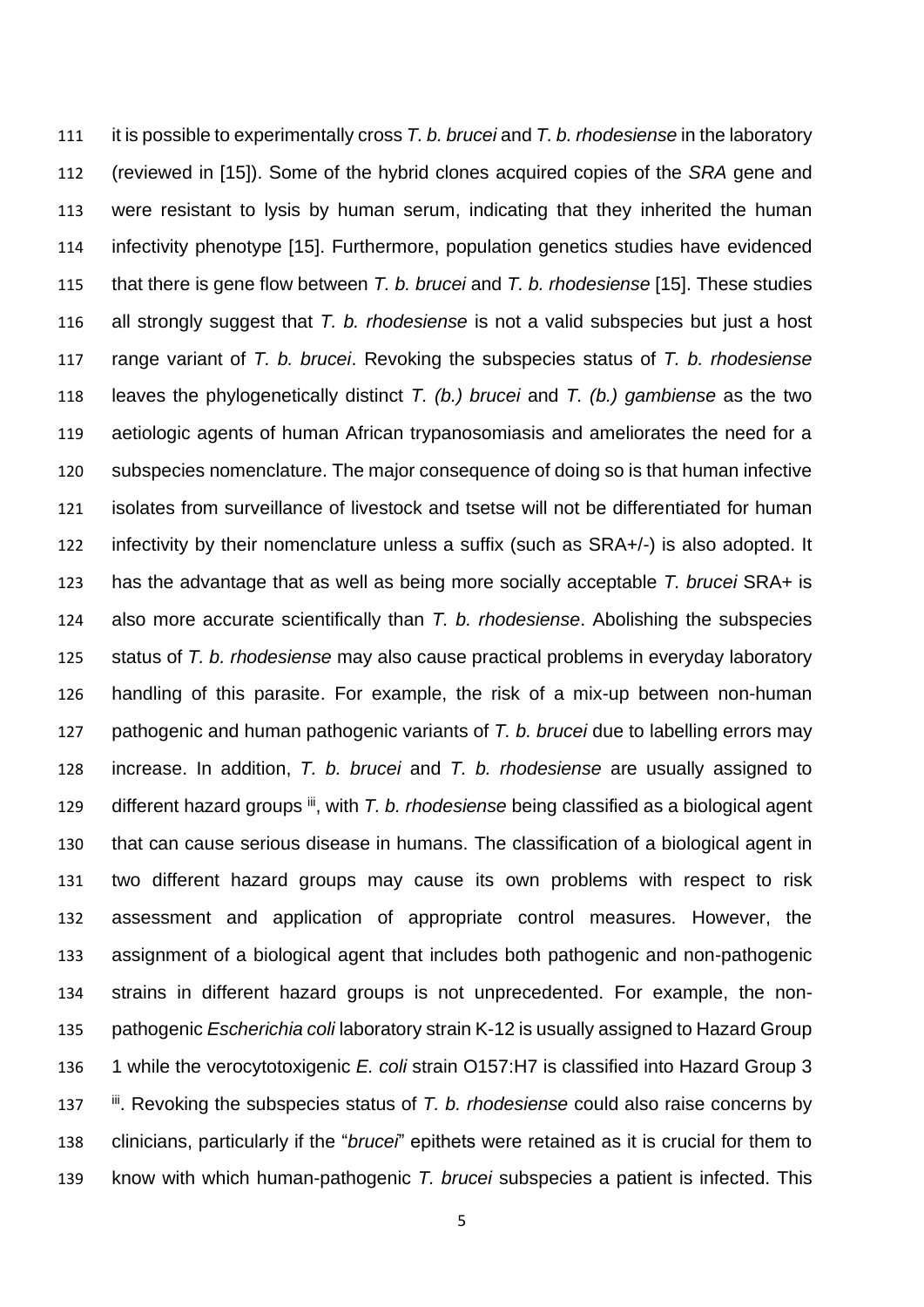it is possible to experimentally cross *T. b. brucei* and *T. b. rhodesiense* in the laboratory (reviewed in [15]). Some of the hybrid clones acquired copies of the *SRA* gene and were resistant to lysis by human serum, indicating that they inherited the human infectivity phenotype [15]. Furthermore, population genetics studies have evidenced that there is gene flow between *T. b. brucei* and *T. b. rhodesiense* [15]. These studies all strongly suggest that *T. b. rhodesiense* is not a valid subspecies but just a host range variant of *T. b. brucei*. Revoking the subspecies status of *T. b. rhodesiense* leaves the phylogenetically distinct *T. (b.) brucei* and *T. (b.) gambiense* as the two aetiologic agents of human African trypanosomiasis and ameliorates the need for a subspecies nomenclature. The major consequence of doing so is that human infective isolates from surveillance of livestock and tsetse will not be differentiated for human infectivity by their nomenclature unless a suffix (such as SRA+/-) is also adopted. It has the advantage that as well as being more socially acceptable *T. brucei* SRA+ is also more accurate scientifically than *T. b. rhodesiense*. Abolishing the subspecies status of *T. b. rhodesiense* may also cause practical problems in everyday laboratory handling of this parasite. For example, the risk of a mix-up between non-human pathogenic and human pathogenic variants of *T. b. brucei* due to labelling errors may increase. In addition, *T. b. brucei* and *T. b. rhodesiense* are usually assigned to different hazard groups [iii], with *T. b. rhodesiense* being classified as a biological agent that can cause serious disease in humans. The classification of a biological agent in two different hazard groups may cause its own problems with respect to risk assessment and application of appropriate control measures. However, the assignment of a biological agent that includes both pathogenic and non-pathogenic strains in different hazard groups is not unprecedented. For example, the non-pathogenic *Escherichia coli* laboratory strain K-12 is usually assigned to Hazard Group 1 while the verocytotoxigenic *E. coli* strain O157:H7 is classified into Hazard Group 3 [iii]. Revoking the subspecies status of *T. b. rhodesiense* could also raise concerns by clinicians, particularly if the "*brucei*" epithets were retained as it is crucial for them to know with which human-pathogenic *T. brucei* subspecies a patient is infected. This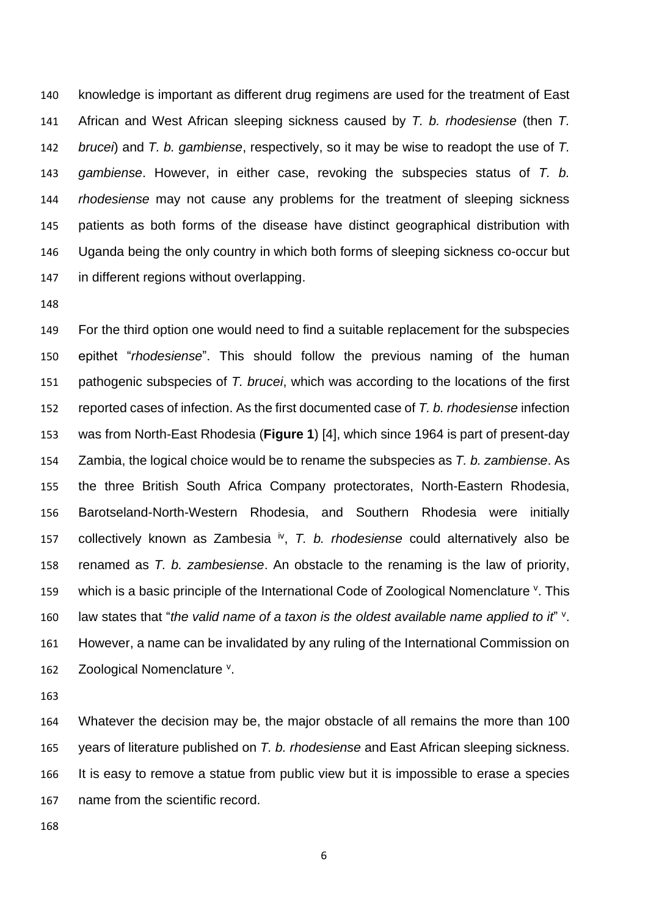knowledge is important as different drug regimens are used for the treatment of East African and West African sleeping sickness caused by *T. b. rhodesiense* (then *T. brucei*) and *T. b. gambiense*, respectively, so it may be wise to readopt the use of *T. gambiense*. However, in either case, revoking the subspecies status of *T. b. rhodesiense* may not cause any problems for the treatment of sleeping sickness patients as both forms of the disease have distinct geographical distribution with Uganda being the only country in which both forms of sleeping sickness co-occur but in different regions without overlapping.

For the third option one would need to find a suitable replacement for the subspecies epithet "*rhodesiense*". This should follow the previous naming of the human pathogenic subspecies of *T. brucei*, which was according to the locations of the first reported cases of infection. As the first documented case of *T. b. rhodesiense* infection was from North-East Rhodesia (**Figure 1**) [4], which since 1964 is part of present-day Zambia, the logical choice would be to rename the subspecies as *T. b. zambiense*. As the three British South Africa Company protectorates, North-Eastern Rhodesia, Barotseland-North-Western Rhodesia, and Southern Rhodesia were initially collectively known as Zambesia [iv], *T. b. rhodesiense* could alternatively also be renamed as *T. b. zambesiense*. An obstacle to the renaming is the law of priority, which is a basic principle of the International Code of Zoological Nomenclature [v]. This law states that "*the valid name of a taxon is the oldest available name applied to it*" [v]. However, a name can be invalidated by any ruling of the International Commission on Zoological Nomenclature [v].

Whatever the decision may be, the major obstacle of all remains the more than 100 years of literature published on *T. b. rhodesiense* and East African sleeping sickness. It is easy to remove a statue from public view but it is impossible to erase a species name from the scientific record.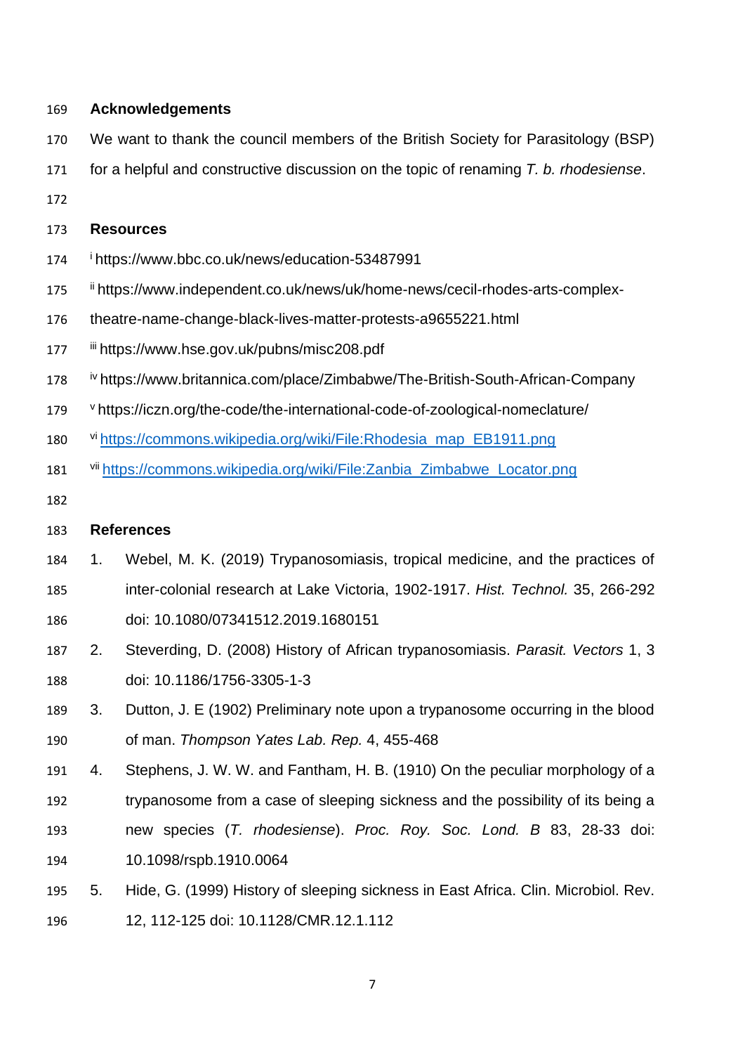## Acknowledgements

We want to thank the council members of the British Society for Parasitology (BSP) for a helpful and constructive discussion on the topic of renaming *T. b. rhodesiense*.

## Resources

[i] https://www.bbc.co.uk/news/education-53487991

[ii] https://www.independent.co.uk/news/uk/home-news/cecil-rhodes-arts-complex-theatre-name-change-black-lives-matter-protests-a9655221.html

[iii] https://www.hse.gov.uk/pubns/misc208.pdf

[iv] https://www.britannica.com/place/Zimbabwe/The-British-South-African-Company

[v] https://iczn.org/the-code/the-international-code-of-zoological-nomeclature/

[vi] https://commons.wikipedia.org/wiki/File:Rhodesia_map_EB1911.png

[vii] https://commons.wikipedia.org/wiki/File:Zanbia_Zimbabwe_Locator.png

## References

1. Webel, M. K. (2019) Trypanosomiasis, tropical medicine, and the practices of inter-colonial research at Lake Victoria, 1902-1917. *Hist. Technol.* 35, 266-292 doi: 10.1080/07341512.2019.1680151
2. Steverding, D. (2008) History of African trypanosomiasis. *Parasit. Vectors* 1, 3 doi: 10.1186/1756-3305-1-3
3. Dutton, J. E (1902) Preliminary note upon a trypanosome occurring in the blood of man. *Thompson Yates Lab. Rep.* 4, 455-468
4. Stephens, J. W. W. and Fantham, H. B. (1910) On the peculiar morphology of a trypanosome from a case of sleeping sickness and the possibility of its being a new species (*T. rhodesiense*). *Proc. Roy. Soc. Lond. B* 83, 28-33 doi: 10.1098/rspb.1910.0064
5. Hide, G. (1999) History of sleeping sickness in East Africa. Clin. Microbiol. Rev. 12, 112-125 doi: 10.1128/CMR.12.1.112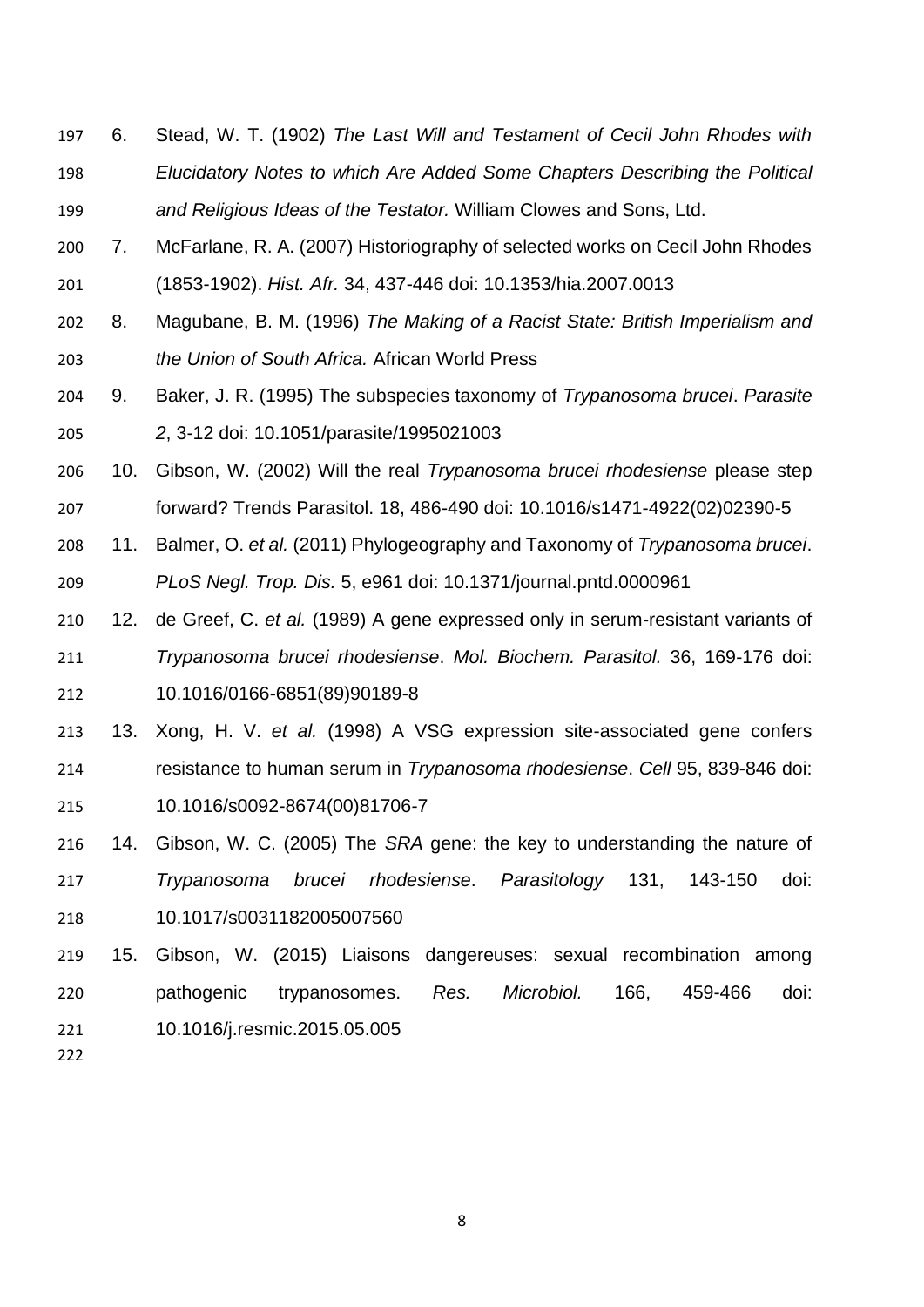6. Stead, W. T. (1902) *The Last Will and Testament of Cecil John Rhodes with Elucidatory Notes to which Are Added Some Chapters Describing the Political and Religious Ideas of the Testator.* William Clowes and Sons, Ltd.
7. McFarlane, R. A. (2007) Historiography of selected works on Cecil John Rhodes (1853-1902). *Hist. Afr.* 34, 437-446 doi: 10.1353/hia.2007.0013
8. Magubane, B. M. (1996) *The Making of a Racist State: British Imperialism and the Union of South Africa.* African World Press
9. Baker, J. R. (1995) The subspecies taxonomy of *Trypanosoma brucei*. *Parasite 2*, 3-12 doi: 10.1051/parasite/1995021003
10. Gibson, W. (2002) Will the real *Trypanosoma brucei rhodesiense* please step forward? Trends Parasitol. 18, 486-490 doi: 10.1016/s1471-4922(02)02390-5
11. Balmer, O. *et al.* (2011) Phylogeography and Taxonomy of *Trypanosoma brucei*. *PLoS Negl. Trop. Dis.* 5, e961 doi: 10.1371/journal.pntd.0000961
12. de Greef, C. *et al.* (1989) A gene expressed only in serum-resistant variants of *Trypanosoma brucei rhodesiense*. *Mol. Biochem. Parasitol.* 36, 169-176 doi: 10.1016/0166-6851(89)90189-8
13. Xong, H. V. *et al.* (1998) A VSG expression site-associated gene confers resistance to human serum in *Trypanosoma rhodesiense*. *Cell* 95, 839-846 doi: 10.1016/s0092-8674(00)81706-7
14. Gibson, W. C. (2005) The *SRA* gene: the key to understanding the nature of *Trypanosoma brucei rhodesiense*. *Parasitology* 131, 143-150 doi: 10.1017/s0031182005007560
15. Gibson, W. (2015) Liaisons dangereuses: sexual recombination among pathogenic trypanosomes. *Res. Microbiol.* 166, 459-466 doi: 10.1016/j.resmic.2015.05.005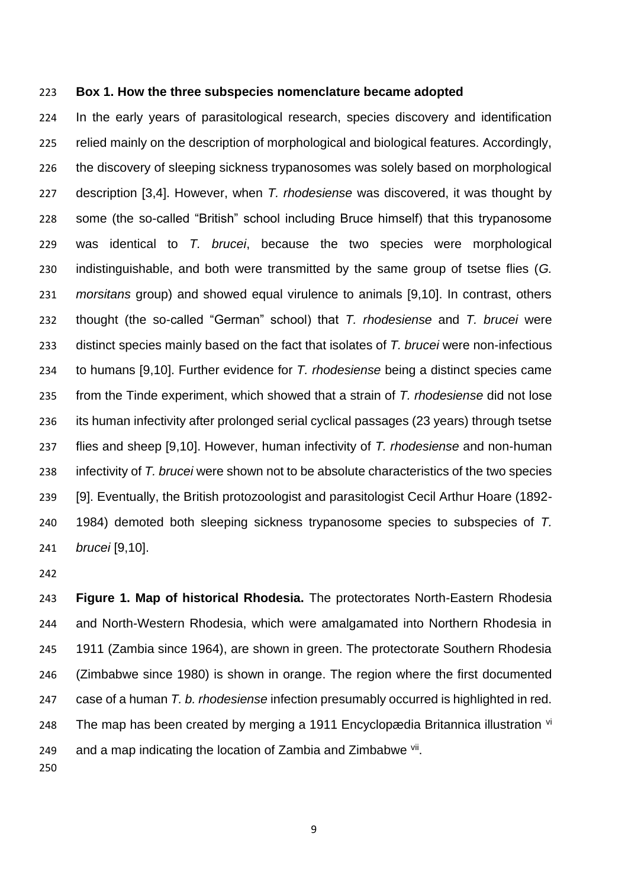**Box 1. How the three subspecies nomenclature became adopted**

In the early years of parasitological research, species discovery and identification relied mainly on the description of morphological and biological features. Accordingly, the discovery of sleeping sickness trypanosomes was solely based on morphological description [3,4]. However, when *T. rhodesiense* was discovered, it was thought by some (the so-called "British" school including Bruce himself) that this trypanosome was identical to *T. brucei*, because the two species were morphological indistinguishable, and both were transmitted by the same group of tsetse flies (*G. morsitans* group) and showed equal virulence to animals [9,10]. In contrast, others thought (the so-called "German" school) that *T. rhodesiense* and *T. brucei* were distinct species mainly based on the fact that isolates of *T. brucei* were non-infectious to humans [9,10]. Further evidence for *T. rhodesiense* being a distinct species came from the Tinde experiment, which showed that a strain of *T. rhodesiense* did not lose its human infectivity after prolonged serial cyclical passages (23 years) through tsetse flies and sheep [9,10]. However, human infectivity of *T. rhodesiense* and non-human infectivity of *T. brucei* were shown not to be absolute characteristics of the two species [9]. Eventually, the British protozoologist and parasitologist Cecil Arthur Hoare (1892-1984) demoted both sleeping sickness trypanosome species to subspecies of *T. brucei* [9,10].

**Figure 1. Map of historical Rhodesia.** The protectorates North-Eastern Rhodesia and North-Western Rhodesia, which were amalgamated into Northern Rhodesia in 1911 (Zambia since 1964), are shown in green. The protectorate Southern Rhodesia (Zimbabwe since 1980) is shown in orange. The region where the first documented case of a human *T. b. rhodesiense* infection presumably occurred is highlighted in red. The map has been created by merging a 1911 Encyclopædia Britannica illustration [vi] and a map indicating the location of Zambia and Zimbabwe [vii].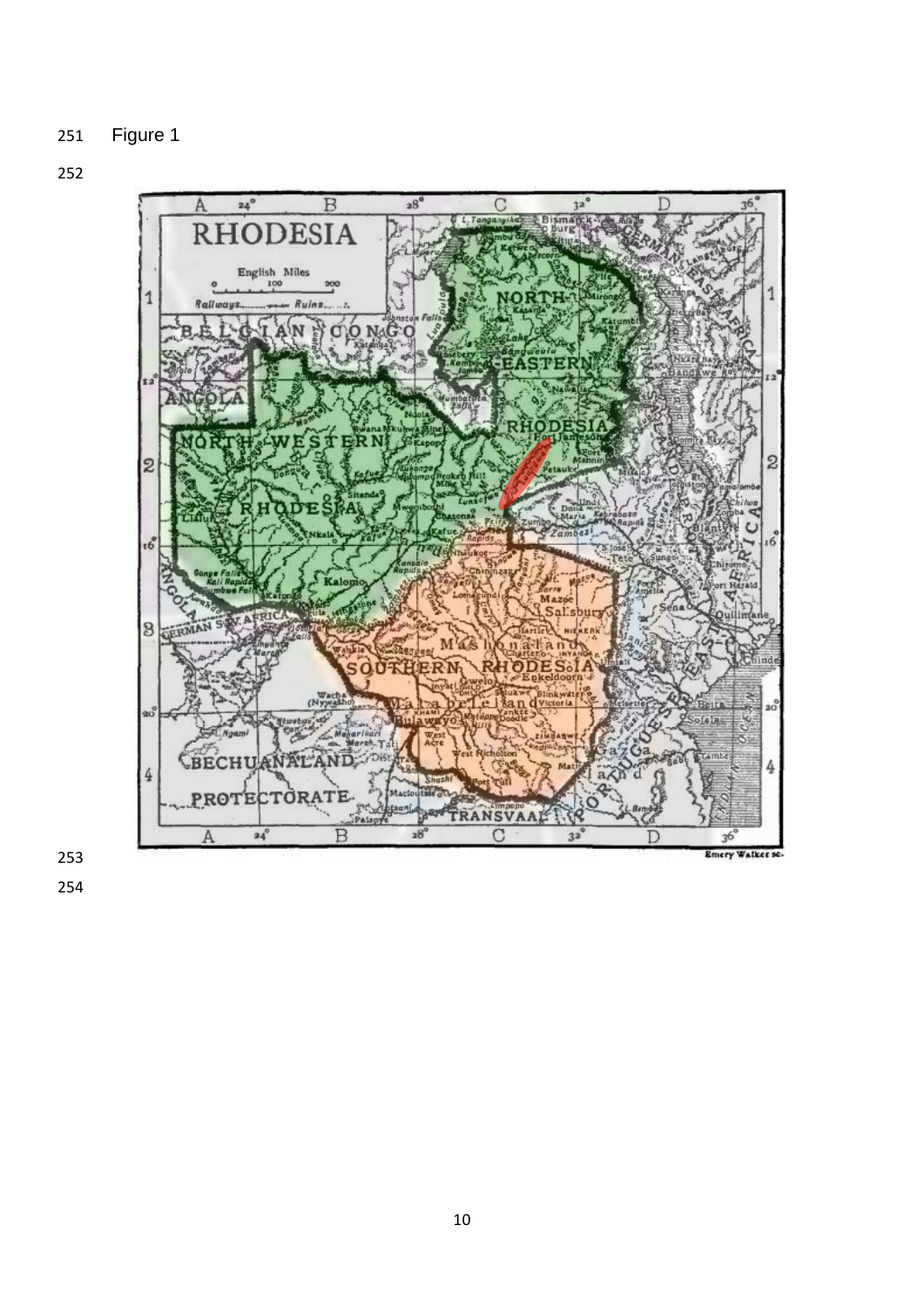Figure 1

RHODESIA

English Miles

0 100 200

Railways Ruins

A B C D

24° 28° 32° 36°

1 2 3 4

12° 16° 20°

BELGIAN CONGO

ANGOLA

NORTH-EASTERN RHODESIA

NORTH-WESTERN RHODESIA

SOUTHERN RHODESIA

GERMAN EAST AFRICA

GERMAN S.W. AFRICA

BECHUANALAND PROTECTORATE

TRANSVAAL

PORTUGUESE EAST AFRICA

Mashonaland

Matabeleland

Gaza Land

Salisbury

Bulawayo

Victoria

Zambesi

Emery Walker sc.